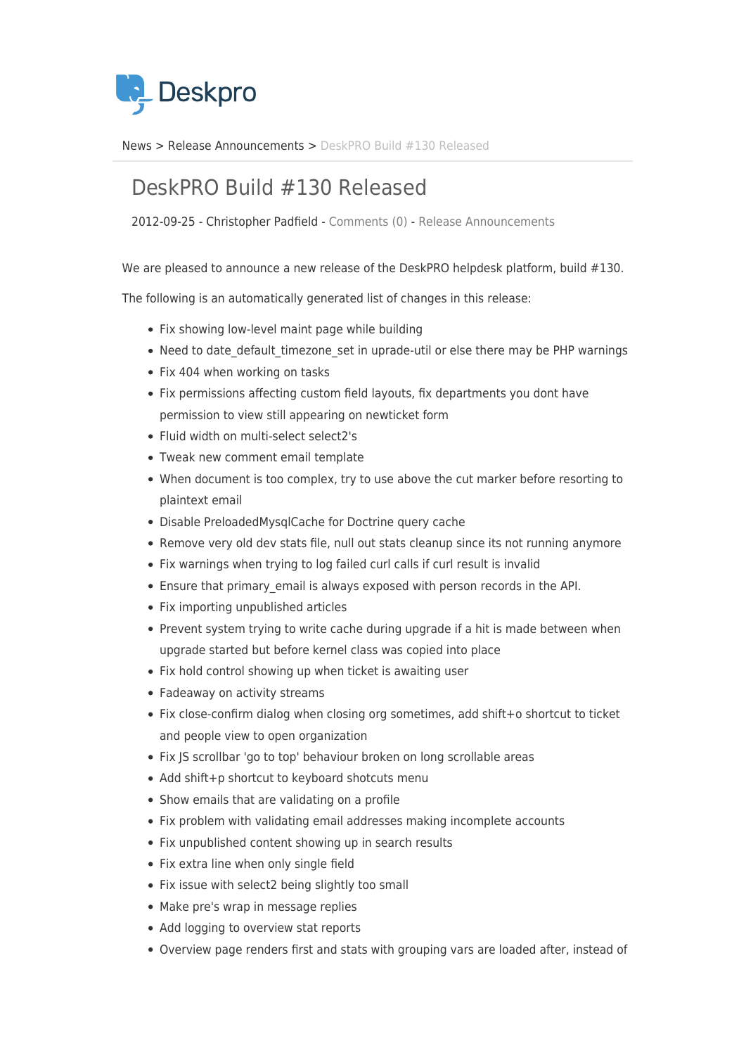News > Release Announcements > DeskPRO Build #130 Released

# DeskPRO Build #130 Released

2012-09-25 - Christopher Padfield - Comments (0) - Release Announcements

We are pleased to announce a new release of the DeskPRO helpdesk platform, build #130.

The following is an automatically generated list of changes in this release:

- Fix showing low-level maint page while building
- Need to date_default_timezone_set in uprade-util or else there may be PHP warnings
- Fix 404 when working on tasks
- Fix permissions affecting custom field layouts, fix departments you dont have permission to view still appearing on newticket form
- Fluid width on multi-select select2's
- Tweak new comment email template
- When document is too complex, try to use above the cut marker before resorting to plaintext email
- Disable PreloadedMysqlCache for Doctrine query cache
- Remove very old dev stats file, null out stats cleanup since its not running anymore
- Fix warnings when trying to log failed curl calls if curl result is invalid
- Ensure that primary_email is always exposed with person records in the API.
- Fix importing unpublished articles
- Prevent system trying to write cache during upgrade if a hit is made between when upgrade started but before kernel class was copied into place
- Fix hold control showing up when ticket is awaiting user
- Fadeaway on activity streams
- Fix close-confirm dialog when closing org sometimes, add shift+o shortcut to ticket and people view to open organization
- Fix JS scrollbar 'go to top' behaviour broken on long scrollable areas
- Add shift+p shortcut to keyboard shotcuts menu
- Show emails that are validating on a profile
- Fix problem with validating email addresses making incomplete accounts
- Fix unpublished content showing up in search results
- Fix extra line when only single field
- Fix issue with select2 being slightly too small
- Make pre's wrap in message replies
- Add logging to overview stat reports
- Overview page renders first and stats with grouping vars are loaded after, instead of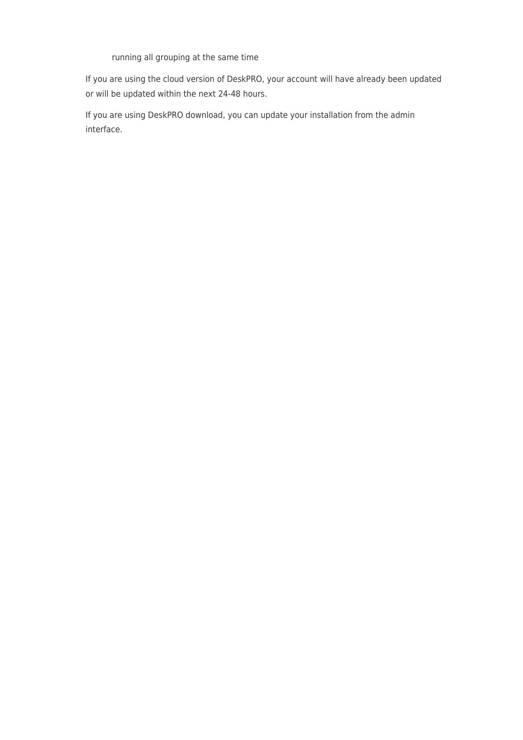running all grouping at the same time

If you are using the cloud version of DeskPRO, your account will have already been updated or will be updated within the next 24-48 hours.

If you are using DeskPRO download, you can update your installation from the admin interface.